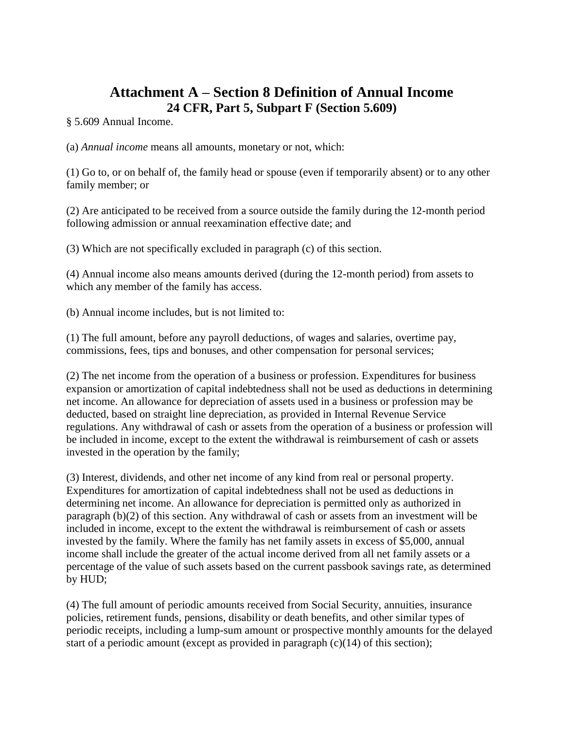# Attachment A – Section 8 Definition of Annual Income

## 24 CFR, Part 5, Subpart F (Section 5.609)

§ 5.609 Annual Income.

(a) *Annual income* means all amounts, monetary or not, which:

(1) Go to, or on behalf of, the family head or spouse (even if temporarily absent) or to any other family member; or

(2) Are anticipated to be received from a source outside the family during the 12-month period following admission or annual reexamination effective date; and

(3) Which are not specifically excluded in paragraph (c) of this section.

(4) Annual income also means amounts derived (during the 12-month period) from assets to which any member of the family has access.

(b) Annual income includes, but is not limited to:

(1) The full amount, before any payroll deductions, of wages and salaries, overtime pay, commissions, fees, tips and bonuses, and other compensation for personal services;

(2) The net income from the operation of a business or profession. Expenditures for business expansion or amortization of capital indebtedness shall not be used as deductions in determining net income. An allowance for depreciation of assets used in a business or profession may be deducted, based on straight line depreciation, as provided in Internal Revenue Service regulations. Any withdrawal of cash or assets from the operation of a business or profession will be included in income, except to the extent the withdrawal is reimbursement of cash or assets invested in the operation by the family;

(3) Interest, dividends, and other net income of any kind from real or personal property. Expenditures for amortization of capital indebtedness shall not be used as deductions in determining net income. An allowance for depreciation is permitted only as authorized in paragraph (b)(2) of this section. Any withdrawal of cash or assets from an investment will be included in income, except to the extent the withdrawal is reimbursement of cash or assets invested by the family. Where the family has net family assets in excess of $5,000, annual income shall include the greater of the actual income derived from all net family assets or a percentage of the value of such assets based on the current passbook savings rate, as determined by HUD;

(4) The full amount of periodic amounts received from Social Security, annuities, insurance policies, retirement funds, pensions, disability or death benefits, and other similar types of periodic receipts, including a lump-sum amount or prospective monthly amounts for the delayed start of a periodic amount (except as provided in paragraph (c)(14) of this section);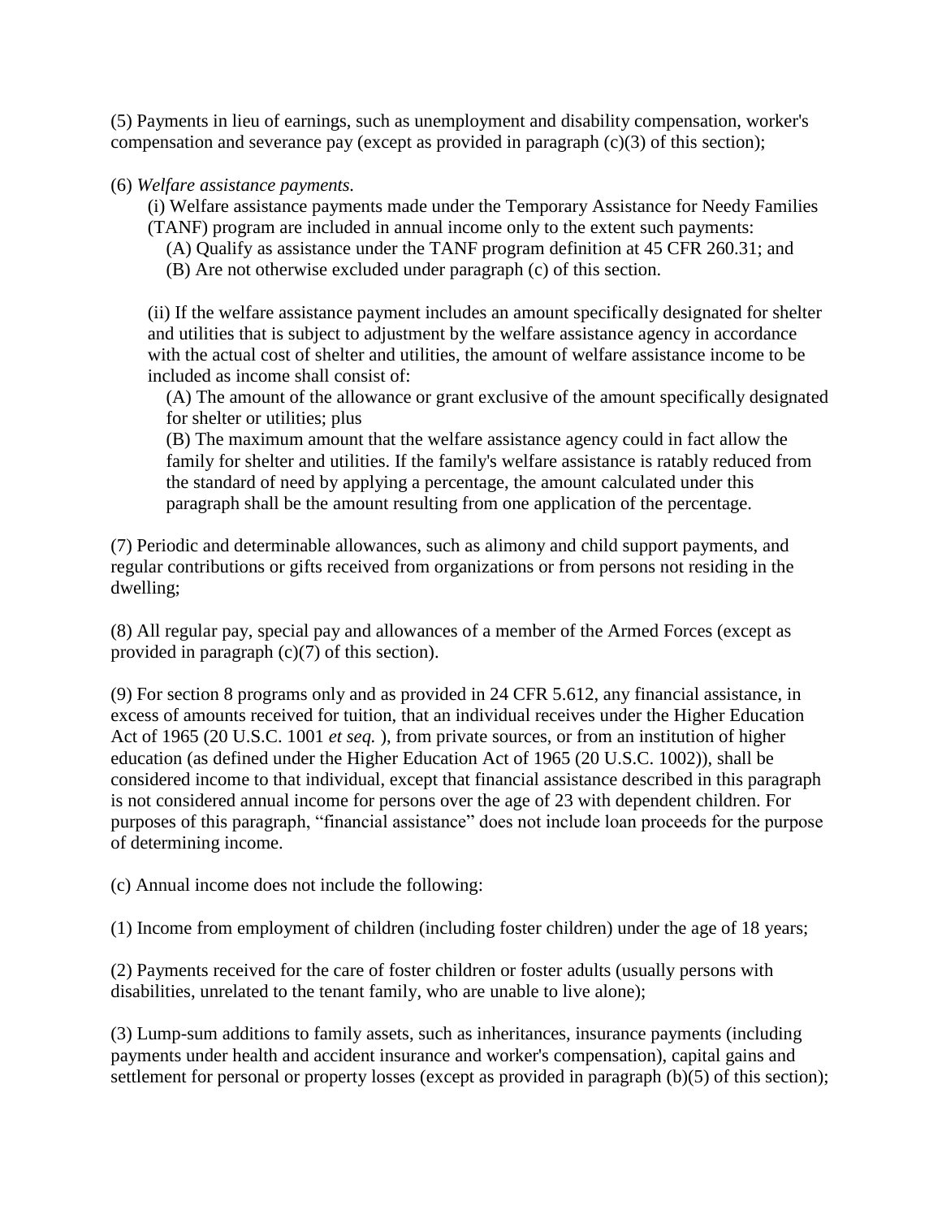(5) Payments in lieu of earnings, such as unemployment and disability compensation, worker's compensation and severance pay (except as provided in paragraph (c)(3) of this section);

(6) *Welfare assistance payments.*

(i) Welfare assistance payments made under the Temporary Assistance for Needy Families (TANF) program are included in annual income only to the extent such payments:

(A) Qualify as assistance under the TANF program definition at 45 CFR 260.31; and

(B) Are not otherwise excluded under paragraph (c) of this section.

(ii) If the welfare assistance payment includes an amount specifically designated for shelter and utilities that is subject to adjustment by the welfare assistance agency in accordance with the actual cost of shelter and utilities, the amount of welfare assistance income to be included as income shall consist of:

(A) The amount of the allowance or grant exclusive of the amount specifically designated for shelter or utilities; plus

(B) The maximum amount that the welfare assistance agency could in fact allow the family for shelter and utilities. If the family's welfare assistance is ratably reduced from the standard of need by applying a percentage, the amount calculated under this paragraph shall be the amount resulting from one application of the percentage.

(7) Periodic and determinable allowances, such as alimony and child support payments, and regular contributions or gifts received from organizations or from persons not residing in the dwelling;

(8) All regular pay, special pay and allowances of a member of the Armed Forces (except as provided in paragraph (c)(7) of this section).

(9) For section 8 programs only and as provided in 24 CFR 5.612, any financial assistance, in excess of amounts received for tuition, that an individual receives under the Higher Education Act of 1965 (20 U.S.C. 1001 *et seq.* ), from private sources, or from an institution of higher education (as defined under the Higher Education Act of 1965 (20 U.S.C. 1002)), shall be considered income to that individual, except that financial assistance described in this paragraph is not considered annual income for persons over the age of 23 with dependent children. For purposes of this paragraph, "financial assistance" does not include loan proceeds for the purpose of determining income.

(c) Annual income does not include the following:

(1) Income from employment of children (including foster children) under the age of 18 years;

(2) Payments received for the care of foster children or foster adults (usually persons with disabilities, unrelated to the tenant family, who are unable to live alone);

(3) Lump-sum additions to family assets, such as inheritances, insurance payments (including payments under health and accident insurance and worker's compensation), capital gains and settlement for personal or property losses (except as provided in paragraph (b)(5) of this section);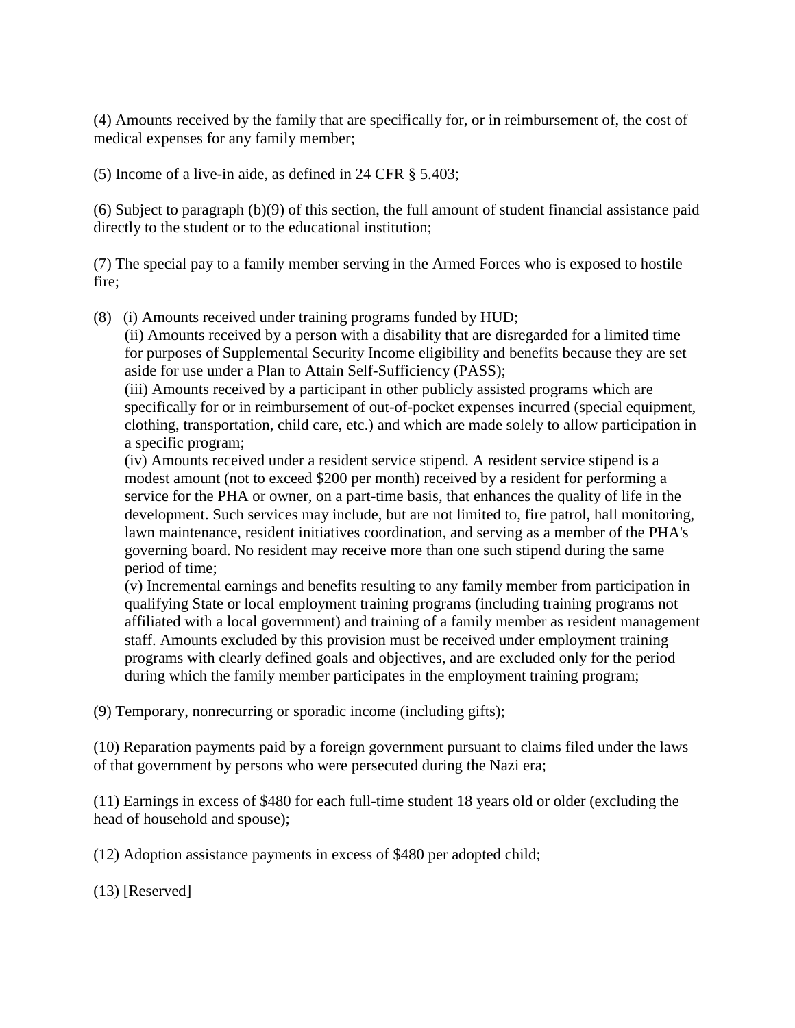(4) Amounts received by the family that are specifically for, or in reimbursement of, the cost of medical expenses for any family member;

(5) Income of a live-in aide, as defined in 24 CFR § 5.403;

(6) Subject to paragraph (b)(9) of this section, the full amount of student financial assistance paid directly to the student or to the educational institution;

(7) The special pay to a family member serving in the Armed Forces who is exposed to hostile fire;

(8) (i) Amounts received under training programs funded by HUD;

(ii) Amounts received by a person with a disability that are disregarded for a limited time for purposes of Supplemental Security Income eligibility and benefits because they are set aside for use under a Plan to Attain Self-Sufficiency (PASS);

(iii) Amounts received by a participant in other publicly assisted programs which are specifically for or in reimbursement of out-of-pocket expenses incurred (special equipment, clothing, transportation, child care, etc.) and which are made solely to allow participation in a specific program;

(iv) Amounts received under a resident service stipend. A resident service stipend is a modest amount (not to exceed $200 per month) received by a resident for performing a service for the PHA or owner, on a part-time basis, that enhances the quality of life in the development. Such services may include, but are not limited to, fire patrol, hall monitoring, lawn maintenance, resident initiatives coordination, and serving as a member of the PHA's governing board. No resident may receive more than one such stipend during the same period of time;

(v) Incremental earnings and benefits resulting to any family member from participation in qualifying State or local employment training programs (including training programs not affiliated with a local government) and training of a family member as resident management staff. Amounts excluded by this provision must be received under employment training programs with clearly defined goals and objectives, and are excluded only for the period during which the family member participates in the employment training program;

(9) Temporary, nonrecurring or sporadic income (including gifts);

(10) Reparation payments paid by a foreign government pursuant to claims filed under the laws of that government by persons who were persecuted during the Nazi era;

(11) Earnings in excess of $480 for each full-time student 18 years old or older (excluding the head of household and spouse);

(12) Adoption assistance payments in excess of $480 per adopted child;

(13) [Reserved]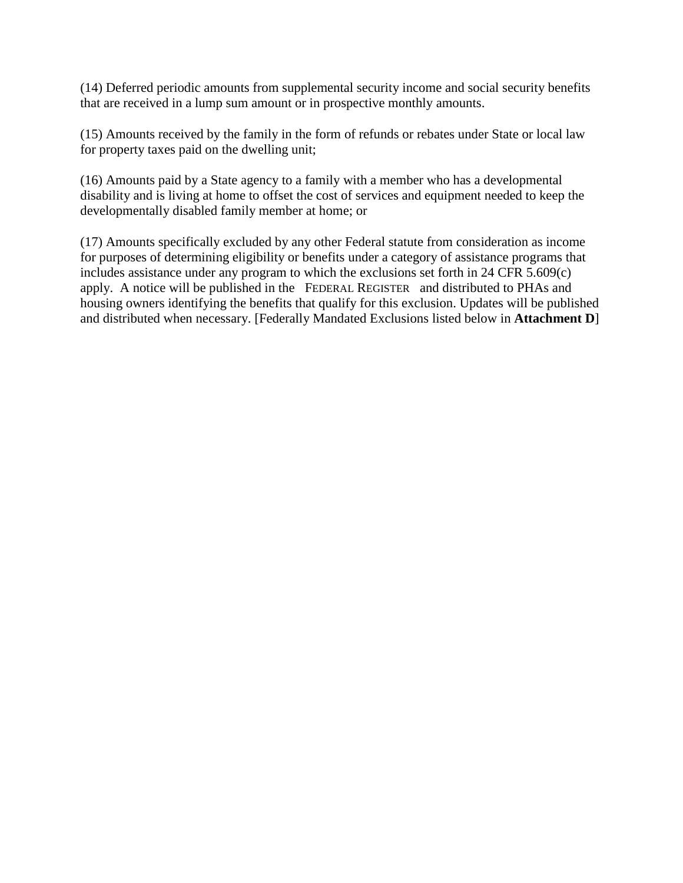(14) Deferred periodic amounts from supplemental security income and social security benefits that are received in a lump sum amount or in prospective monthly amounts.

(15) Amounts received by the family in the form of refunds or rebates under State or local law for property taxes paid on the dwelling unit;

(16) Amounts paid by a State agency to a family with a member who has a developmental disability and is living at home to offset the cost of services and equipment needed to keep the developmentally disabled family member at home; or

(17) Amounts specifically excluded by any other Federal statute from consideration as income for purposes of determining eligibility or benefits under a category of assistance programs that includes assistance under any program to which the exclusions set forth in 24 CFR 5.609(c) apply. A notice will be published in the FEDERAL REGISTER and distributed to PHAs and housing owners identifying the benefits that qualify for this exclusion. Updates will be published and distributed when necessary. [Federally Mandated Exclusions listed below in **Attachment D**]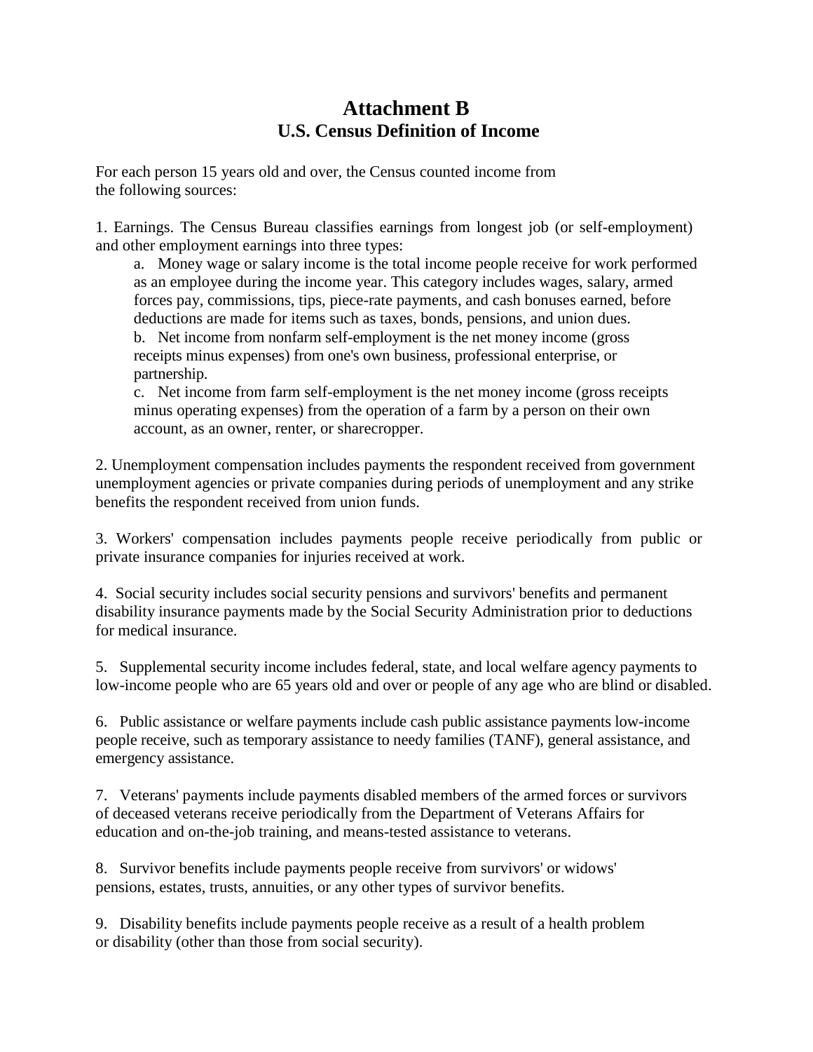# Attachment B
## U.S. Census Definition of Income

For each person 15 years old and over, the Census counted income from the following sources:

1. Earnings. The Census Bureau classifies earnings from longest job (or self-employment) and other employment earnings into three types:
    a. Money wage or salary income is the total income people receive for work performed as an employee during the income year. This category includes wages, salary, armed forces pay, commissions, tips, piece-rate payments, and cash bonuses earned, before deductions are made for items such as taxes, bonds, pensions, and union dues.
    b. Net income from nonfarm self-employment is the net money income (gross receipts minus expenses) from one's own business, professional enterprise, or partnership.
    c. Net income from farm self-employment is the net money income (gross receipts minus operating expenses) from the operation of a farm by a person on their own account, as an owner, renter, or sharecropper.

2. Unemployment compensation includes payments the respondent received from government unemployment agencies or private companies during periods of unemployment and any strike benefits the respondent received from union funds.

3. Workers' compensation includes payments people receive periodically from public or private insurance companies for injuries received at work.

4. Social security includes social security pensions and survivors' benefits and permanent disability insurance payments made by the Social Security Administration prior to deductions for medical insurance.

5. Supplemental security income includes federal, state, and local welfare agency payments to low-income people who are 65 years old and over or people of any age who are blind or disabled.

6. Public assistance or welfare payments include cash public assistance payments low-income people receive, such as temporary assistance to needy families (TANF), general assistance, and emergency assistance.

7. Veterans' payments include payments disabled members of the armed forces or survivors of deceased veterans receive periodically from the Department of Veterans Affairs for education and on-the-job training, and means-tested assistance to veterans.

8. Survivor benefits include payments people receive from survivors' or widows' pensions, estates, trusts, annuities, or any other types of survivor benefits.

9. Disability benefits include payments people receive as a result of a health problem or disability (other than those from social security).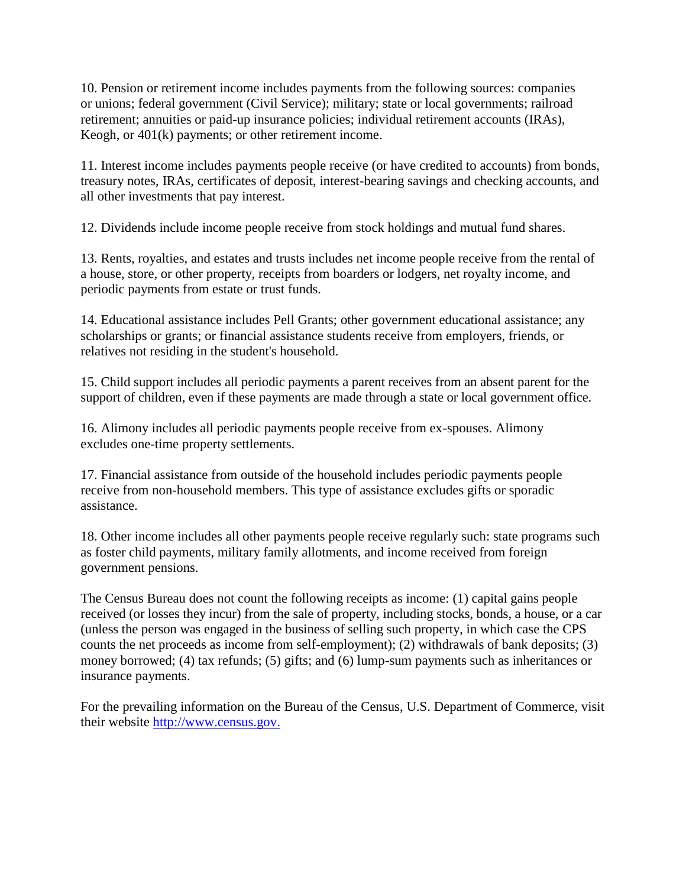10. Pension or retirement income includes payments from the following sources: companies or unions; federal government (Civil Service); military; state or local governments; railroad retirement; annuities or paid-up insurance policies; individual retirement accounts (IRAs), Keogh, or 401(k) payments; or other retirement income.

11. Interest income includes payments people receive (or have credited to accounts) from bonds, treasury notes, IRAs, certificates of deposit, interest-bearing savings and checking accounts, and all other investments that pay interest.

12. Dividends include income people receive from stock holdings and mutual fund shares.

13. Rents, royalties, and estates and trusts includes net income people receive from the rental of a house, store, or other property, receipts from boarders or lodgers, net royalty income, and periodic payments from estate or trust funds.

14. Educational assistance includes Pell Grants; other government educational assistance; any scholarships or grants; or financial assistance students receive from employers, friends, or relatives not residing in the student's household.

15. Child support includes all periodic payments a parent receives from an absent parent for the support of children, even if these payments are made through a state or local government office.

16. Alimony includes all periodic payments people receive from ex-spouses. Alimony excludes one-time property settlements.

17. Financial assistance from outside of the household includes periodic payments people receive from non-household members. This type of assistance excludes gifts or sporadic assistance.

18. Other income includes all other payments people receive regularly such: state programs such as foster child payments, military family allotments, and income received from foreign government pensions.

The Census Bureau does not count the following receipts as income: (1) capital gains people received (or losses they incur) from the sale of property, including stocks, bonds, a house, or a car (unless the person was engaged in the business of selling such property, in which case the CPS counts the net proceeds as income from self-employment); (2) withdrawals of bank deposits; (3) money borrowed; (4) tax refunds; (5) gifts; and (6) lump-sum payments such as inheritances or insurance payments.

For the prevailing information on the Bureau of the Census, U.S. Department of Commerce, visit their website [http://www.census.gov.](http://www.census.gov)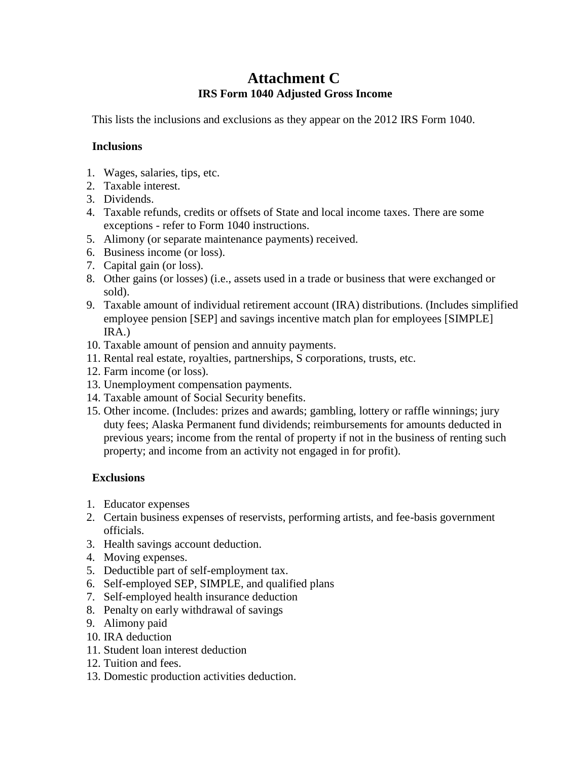# Attachment C

## IRS Form 1040 Adjusted Gross Income

This lists the inclusions and exclusions as they appear on the 2012 IRS Form 1040.

**Inclusions**

1. Wages, salaries, tips, etc.
2. Taxable interest.
3. Dividends.
4. Taxable refunds, credits or offsets of State and local income taxes. There are some exceptions - refer to Form 1040 instructions.
5. Alimony (or separate maintenance payments) received.
6. Business income (or loss).
7. Capital gain (or loss).
8. Other gains (or losses) (i.e., assets used in a trade or business that were exchanged or sold).
9. Taxable amount of individual retirement account (IRA) distributions. (Includes simplified employee pension [SEP] and savings incentive match plan for employees [SIMPLE] IRA.)
10. Taxable amount of pension and annuity payments.
11. Rental real estate, royalties, partnerships, S corporations, trusts, etc.
12. Farm income (or loss).
13. Unemployment compensation payments.
14. Taxable amount of Social Security benefits.
15. Other income. (Includes: prizes and awards; gambling, lottery or raffle winnings; jury duty fees; Alaska Permanent fund dividends; reimbursements for amounts deducted in previous years; income from the rental of property if not in the business of renting such property; and income from an activity not engaged in for profit).

**Exclusions**

1. Educator expenses
2. Certain business expenses of reservists, performing artists, and fee-basis government officials.
3. Health savings account deduction.
4. Moving expenses.
5. Deductible part of self-employment tax.
6. Self-employed SEP, SIMPLE, and qualified plans
7. Self-employed health insurance deduction
8. Penalty on early withdrawal of savings
9. Alimony paid
10. IRA deduction
11. Student loan interest deduction
12. Tuition and fees.
13. Domestic production activities deduction.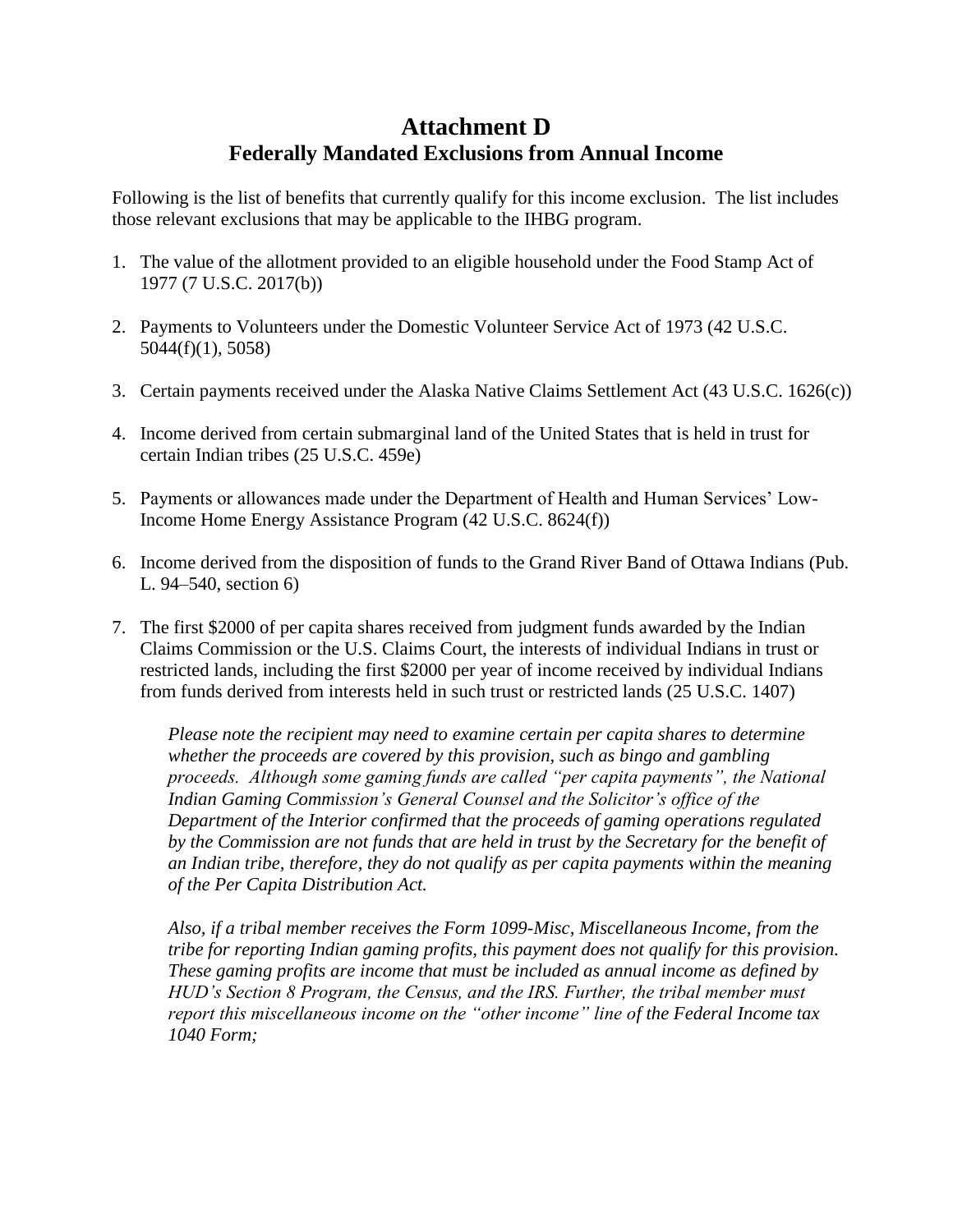# Attachment D
## Federally Mandated Exclusions from Annual Income

Following is the list of benefits that currently qualify for this income exclusion. The list includes those relevant exclusions that may be applicable to the IHBG program.

1. The value of the allotment provided to an eligible household under the Food Stamp Act of 1977 (7 U.S.C. 2017(b))

2. Payments to Volunteers under the Domestic Volunteer Service Act of 1973 (42 U.S.C. 5044(f)(1), 5058)

3. Certain payments received under the Alaska Native Claims Settlement Act (43 U.S.C. 1626(c))

4. Income derived from certain submarginal land of the United States that is held in trust for certain Indian tribes (25 U.S.C. 459e)

5. Payments or allowances made under the Department of Health and Human Services' Low-Income Home Energy Assistance Program (42 U.S.C. 8624(f))

6. Income derived from the disposition of funds to the Grand River Band of Ottawa Indians (Pub. L. 94–540, section 6)

7. The first $2000 of per capita shares received from judgment funds awarded by the Indian Claims Commission or the U.S. Claims Court, the interests of individual Indians in trust or restricted lands, including the first $2000 per year of income received by individual Indians from funds derived from interests held in such trust or restricted lands (25 U.S.C. 1407)

   *Please note the recipient may need to examine certain per capita shares to determine whether the proceeds are covered by this provision, such as bingo and gambling proceeds. Although some gaming funds are called "per capita payments", the National Indian Gaming Commission's General Counsel and the Solicitor's office of the Department of the Interior confirmed that the proceeds of gaming operations regulated by the Commission are not funds that are held in trust by the Secretary for the benefit of an Indian tribe, therefore, they do not qualify as per capita payments within the meaning of the Per Capita Distribution Act.*

   *Also, if a tribal member receives the Form 1099-Misc, Miscellaneous Income, from the tribe for reporting Indian gaming profits, this payment does not qualify for this provision. These gaming profits are income that must be included as annual income as defined by HUD's Section 8 Program, the Census, and the IRS. Further, the tribal member must report this miscellaneous income on the "other income" line of the Federal Income tax 1040 Form;*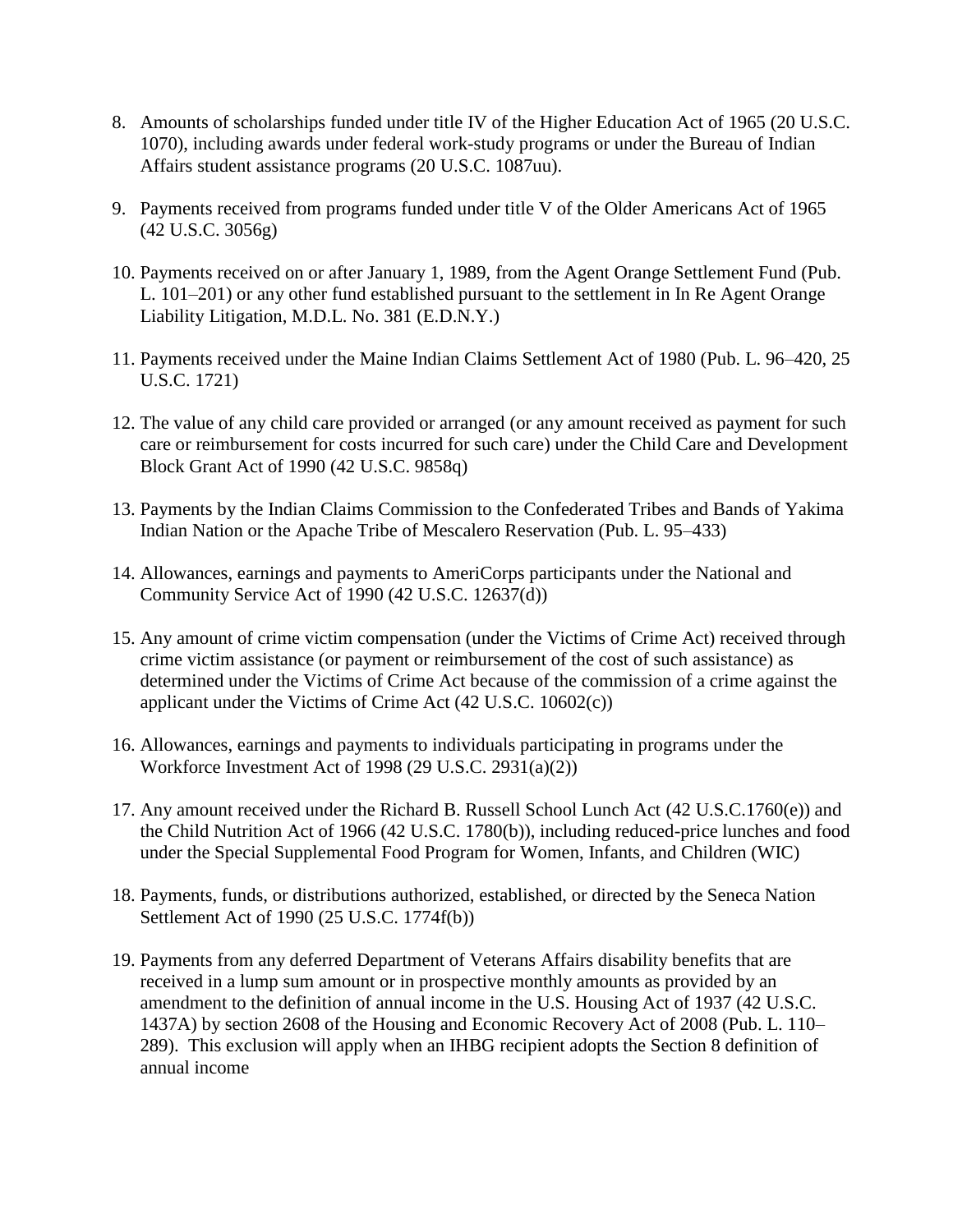8. Amounts of scholarships funded under title IV of the Higher Education Act of 1965 (20 U.S.C. 1070), including awards under federal work-study programs or under the Bureau of Indian Affairs student assistance programs (20 U.S.C. 1087uu).

9. Payments received from programs funded under title V of the Older Americans Act of 1965 (42 U.S.C. 3056g)

10. Payments received on or after January 1, 1989, from the Agent Orange Settlement Fund (Pub. L. 101–201) or any other fund established pursuant to the settlement in In Re Agent Orange Liability Litigation, M.D.L. No. 381 (E.D.N.Y.)

11. Payments received under the Maine Indian Claims Settlement Act of 1980 (Pub. L. 96–420, 25 U.S.C. 1721)

12. The value of any child care provided or arranged (or any amount received as payment for such care or reimbursement for costs incurred for such care) under the Child Care and Development Block Grant Act of 1990 (42 U.S.C. 9858q)

13. Payments by the Indian Claims Commission to the Confederated Tribes and Bands of Yakima Indian Nation or the Apache Tribe of Mescalero Reservation (Pub. L. 95–433)

14. Allowances, earnings and payments to AmeriCorps participants under the National and Community Service Act of 1990 (42 U.S.C. 12637(d))

15. Any amount of crime victim compensation (under the Victims of Crime Act) received through crime victim assistance (or payment or reimbursement of the cost of such assistance) as determined under the Victims of Crime Act because of the commission of a crime against the applicant under the Victims of Crime Act (42 U.S.C. 10602(c))

16. Allowances, earnings and payments to individuals participating in programs under the Workforce Investment Act of 1998 (29 U.S.C. 2931(a)(2))

17. Any amount received under the Richard B. Russell School Lunch Act (42 U.S.C.1760(e)) and the Child Nutrition Act of 1966 (42 U.S.C. 1780(b)), including reduced-price lunches and food under the Special Supplemental Food Program for Women, Infants, and Children (WIC)

18. Payments, funds, or distributions authorized, established, or directed by the Seneca Nation Settlement Act of 1990 (25 U.S.C. 1774f(b))

19. Payments from any deferred Department of Veterans Affairs disability benefits that are received in a lump sum amount or in prospective monthly amounts as provided by an amendment to the definition of annual income in the U.S. Housing Act of 1937 (42 U.S.C. 1437A) by section 2608 of the Housing and Economic Recovery Act of 2008 (Pub. L. 110–289). This exclusion will apply when an IHBG recipient adopts the Section 8 definition of annual income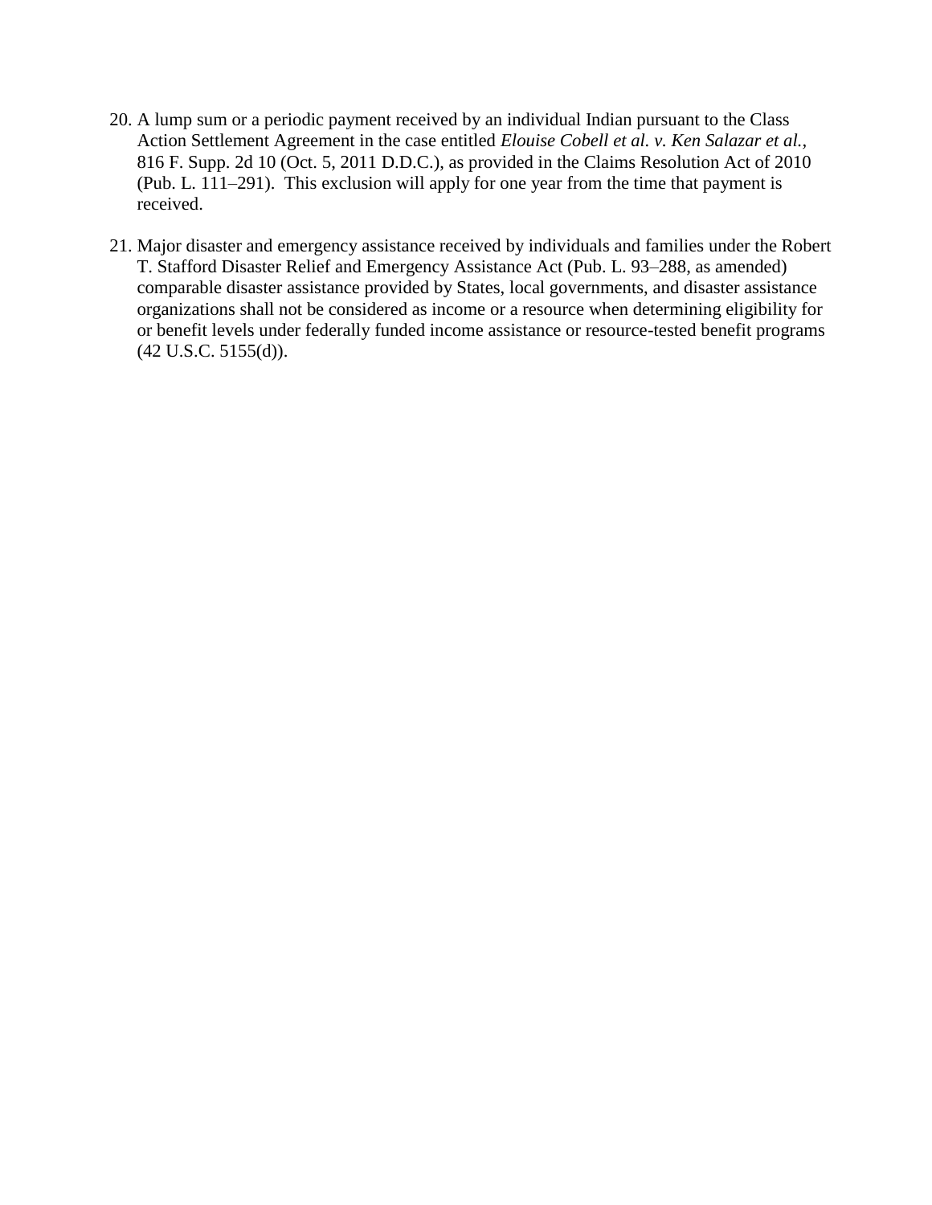20. A lump sum or a periodic payment received by an individual Indian pursuant to the Class Action Settlement Agreement in the case entitled *Elouise Cobell et al. v. Ken Salazar et al.*, 816 F. Supp. 2d 10 (Oct. 5, 2011 D.D.C.), as provided in the Claims Resolution Act of 2010 (Pub. L. 111–291). This exclusion will apply for one year from the time that payment is received.

21. Major disaster and emergency assistance received by individuals and families under the Robert T. Stafford Disaster Relief and Emergency Assistance Act (Pub. L. 93–288, as amended) comparable disaster assistance provided by States, local governments, and disaster assistance organizations shall not be considered as income or a resource when determining eligibility for or benefit levels under federally funded income assistance or resource-tested benefit programs (42 U.S.C. 5155(d)).